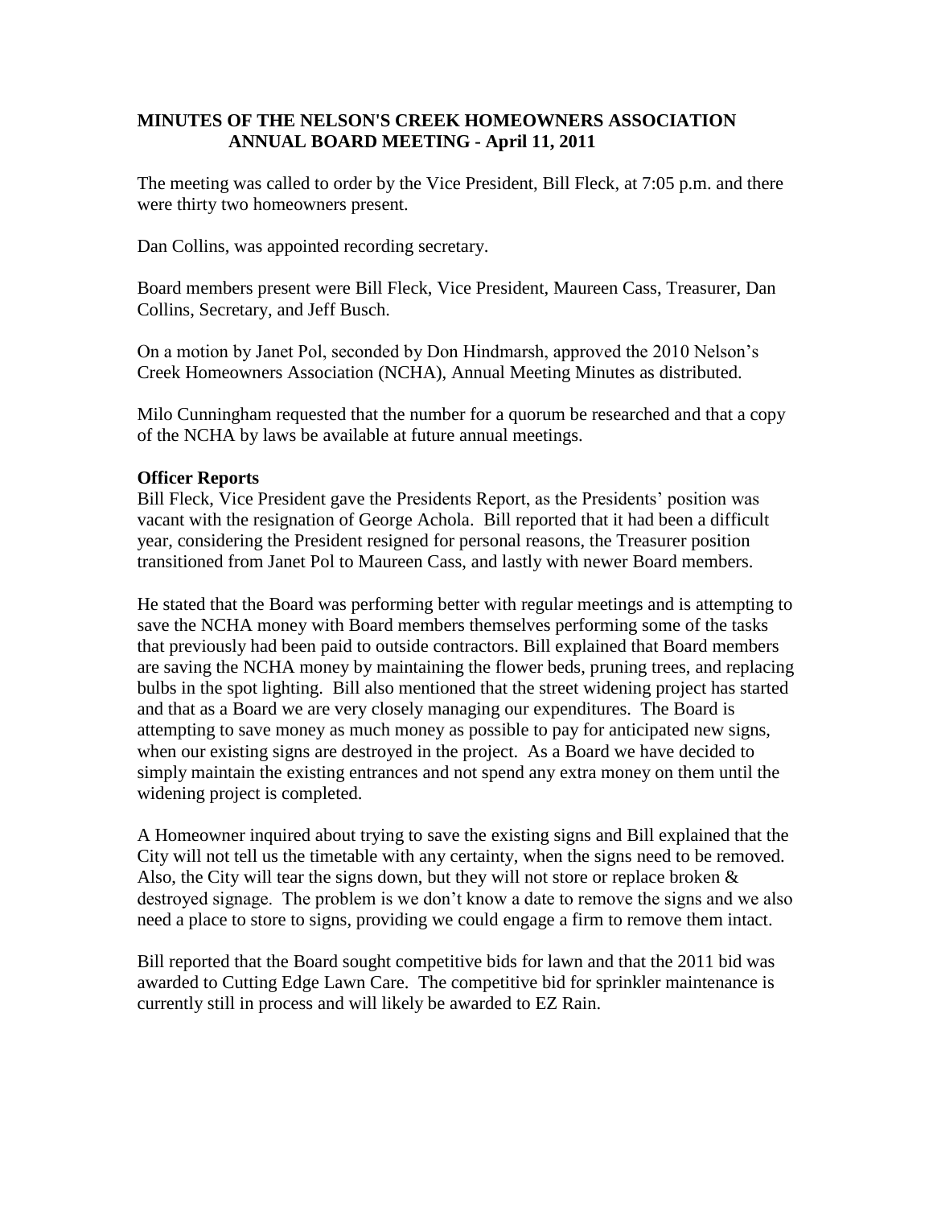# MINUTES OF THE NELSON'S CREEK HOMEOWNERS ASSOCIATION ANNUAL BOARD MEETING - April 11, 2011

The meeting was called to order by the Vice President, Bill Fleck, at 7:05 p.m. and there were thirty two homeowners present.

Dan Collins, was appointed recording secretary.

Board members present were Bill Fleck, Vice President, Maureen Cass, Treasurer, Dan Collins, Secretary, and Jeff Busch.

On a motion by Janet Pol, seconded by Don Hindmarsh, approved the 2010 Nelson's Creek Homeowners Association (NCHA), Annual Meeting Minutes as distributed.

Milo Cunningham requested that the number for a quorum be researched and that a copy of the NCHA by laws be available at future annual meetings.

**Officer Reports**

Bill Fleck, Vice President gave the Presidents Report, as the Presidents' position was vacant with the resignation of George Achola. Bill reported that it had been a difficult year, considering the President resigned for personal reasons, the Treasurer position transitioned from Janet Pol to Maureen Cass, and lastly with newer Board members.

He stated that the Board was performing better with regular meetings and is attempting to save the NCHA money with Board members themselves performing some of the tasks that previously had been paid to outside contractors. Bill explained that Board members are saving the NCHA money by maintaining the flower beds, pruning trees, and replacing bulbs in the spot lighting. Bill also mentioned that the street widening project has started and that as a Board we are very closely managing our expenditures. The Board is attempting to save money as much money as possible to pay for anticipated new signs, when our existing signs are destroyed in the project. As a Board we have decided to simply maintain the existing entrances and not spend any extra money on them until the widening project is completed.

A Homeowner inquired about trying to save the existing signs and Bill explained that the City will not tell us the timetable with any certainty, when the signs need to be removed. Also, the City will tear the signs down, but they will not store or replace broken & destroyed signage. The problem is we don't know a date to remove the signs and we also need a place to store to signs, providing we could engage a firm to remove them intact.

Bill reported that the Board sought competitive bids for lawn and that the 2011 bid was awarded to Cutting Edge Lawn Care. The competitive bid for sprinkler maintenance is currently still in process and will likely be awarded to EZ Rain.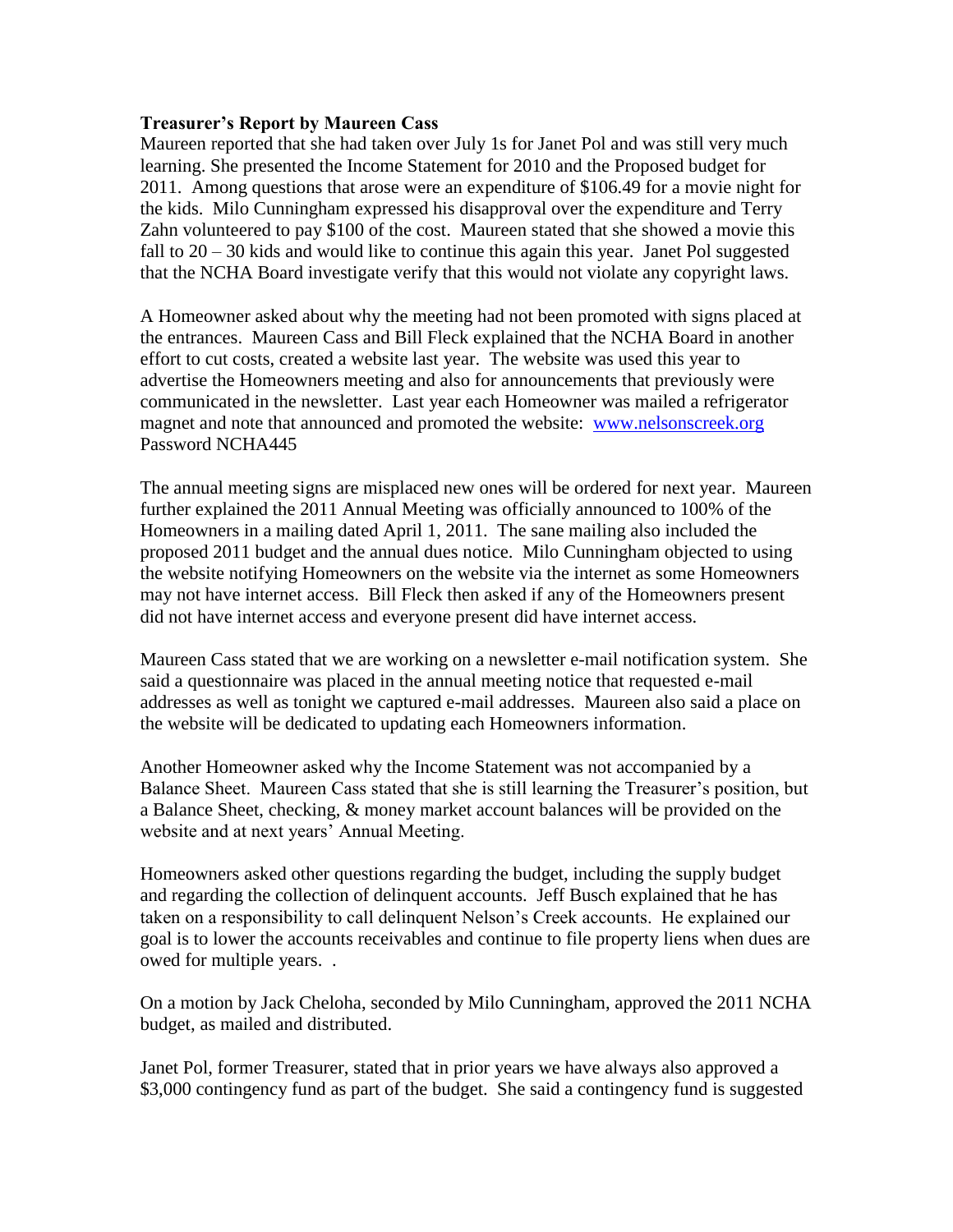**Treasurer's Report by Maureen Cass**

Maureen reported that she had taken over July 1s for Janet Pol and was still very much learning. She presented the Income Statement for 2010 and the Proposed budget for 2011. Among questions that arose were an expenditure of $106.49 for a movie night for the kids. Milo Cunningham expressed his disapproval over the expenditure and Terry Zahn volunteered to pay $100 of the cost. Maureen stated that she showed a movie this fall to 20 – 30 kids and would like to continue this again this year. Janet Pol suggested that the NCHA Board investigate verify that this would not violate any copyright laws.

A Homeowner asked about why the meeting had not been promoted with signs placed at the entrances. Maureen Cass and Bill Fleck explained that the NCHA Board in another effort to cut costs, created a website last year. The website was used this year to advertise the Homeowners meeting and also for announcements that previously were communicated in the newsletter. Last year each Homeowner was mailed a refrigerator magnet and note that announced and promoted the website: [www.nelsonscreek.org](http://www.nelsonscreek.org) Password NCHA445

The annual meeting signs are misplaced new ones will be ordered for next year. Maureen further explained the 2011 Annual Meeting was officially announced to 100% of the Homeowners in a mailing dated April 1, 2011. The sane mailing also included the proposed 2011 budget and the annual dues notice. Milo Cunningham objected to using the website notifying Homeowners on the website via the internet as some Homeowners may not have internet access. Bill Fleck then asked if any of the Homeowners present did not have internet access and everyone present did have internet access.

Maureen Cass stated that we are working on a newsletter e-mail notification system. She said a questionnaire was placed in the annual meeting notice that requested e-mail addresses as well as tonight we captured e-mail addresses. Maureen also said a place on the website will be dedicated to updating each Homeowners information.

Another Homeowner asked why the Income Statement was not accompanied by a Balance Sheet. Maureen Cass stated that she is still learning the Treasurer's position, but a Balance Sheet, checking, & money market account balances will be provided on the website and at next years' Annual Meeting.

Homeowners asked other questions regarding the budget, including the supply budget and regarding the collection of delinquent accounts. Jeff Busch explained that he has taken on a responsibility to call delinquent Nelson's Creek accounts. He explained our goal is to lower the accounts receivables and continue to file property liens when dues are owed for multiple years. .

On a motion by Jack Cheloha, seconded by Milo Cunningham, approved the 2011 NCHA budget, as mailed and distributed.

Janet Pol, former Treasurer, stated that in prior years we have always also approved a $3,000 contingency fund as part of the budget. She said a contingency fund is suggested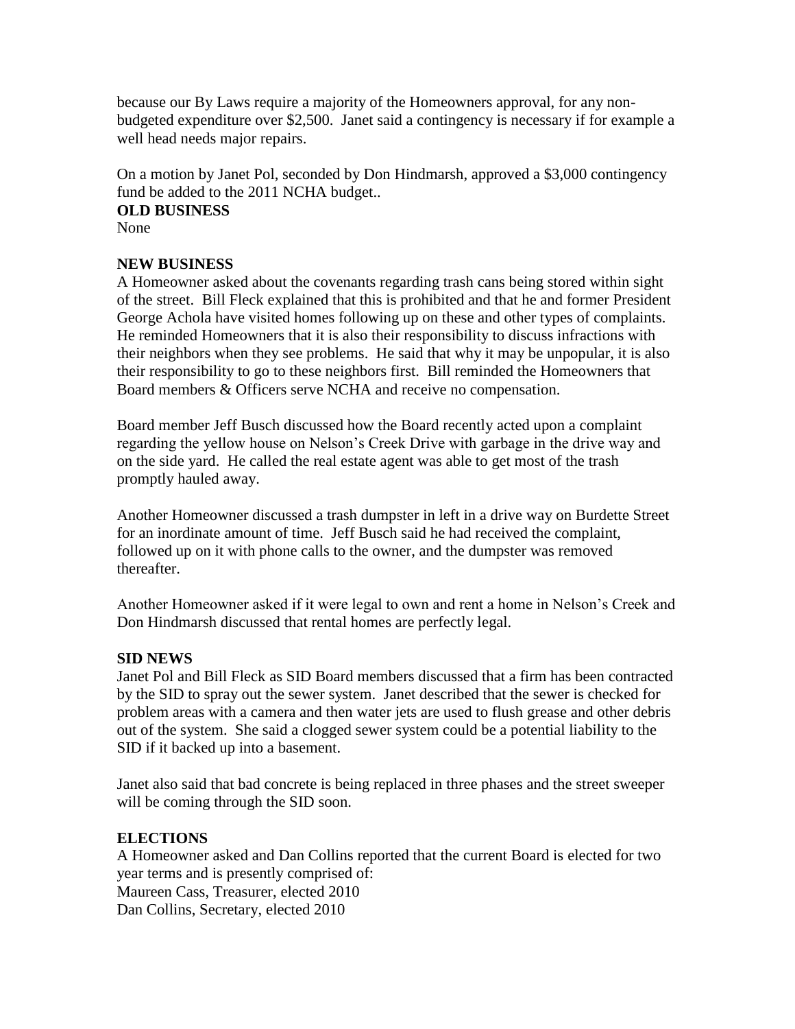because our By Laws require a majority of the Homeowners approval, for any non-budgeted expenditure over $2,500. Janet said a contingency is necessary if for example a well head needs major repairs.

On a motion by Janet Pol, seconded by Don Hindmarsh, approved a $3,000 contingency fund be added to the 2011 NCHA budget..

**OLD BUSINESS**

None

**NEW BUSINESS**

A Homeowner asked about the covenants regarding trash cans being stored within sight of the street. Bill Fleck explained that this is prohibited and that he and former President George Achola have visited homes following up on these and other types of complaints. He reminded Homeowners that it is also their responsibility to discuss infractions with their neighbors when they see problems. He said that why it may be unpopular, it is also their responsibility to go to these neighbors first. Bill reminded the Homeowners that Board members & Officers serve NCHA and receive no compensation.

Board member Jeff Busch discussed how the Board recently acted upon a complaint regarding the yellow house on Nelson's Creek Drive with garbage in the drive way and on the side yard. He called the real estate agent was able to get most of the trash promptly hauled away.

Another Homeowner discussed a trash dumpster in left in a drive way on Burdette Street for an inordinate amount of time. Jeff Busch said he had received the complaint, followed up on it with phone calls to the owner, and the dumpster was removed thereafter.

Another Homeowner asked if it were legal to own and rent a home in Nelson's Creek and Don Hindmarsh discussed that rental homes are perfectly legal.

**SID NEWS**

Janet Pol and Bill Fleck as SID Board members discussed that a firm has been contracted by the SID to spray out the sewer system. Janet described that the sewer is checked for problem areas with a camera and then water jets are used to flush grease and other debris out of the system. She said a clogged sewer system could be a potential liability to the SID if it backed up into a basement.

Janet also said that bad concrete is being replaced in three phases and the street sweeper will be coming through the SID soon.

**ELECTIONS**

A Homeowner asked and Dan Collins reported that the current Board is elected for two year terms and is presently comprised of:
Maureen Cass, Treasurer, elected 2010
Dan Collins, Secretary, elected 2010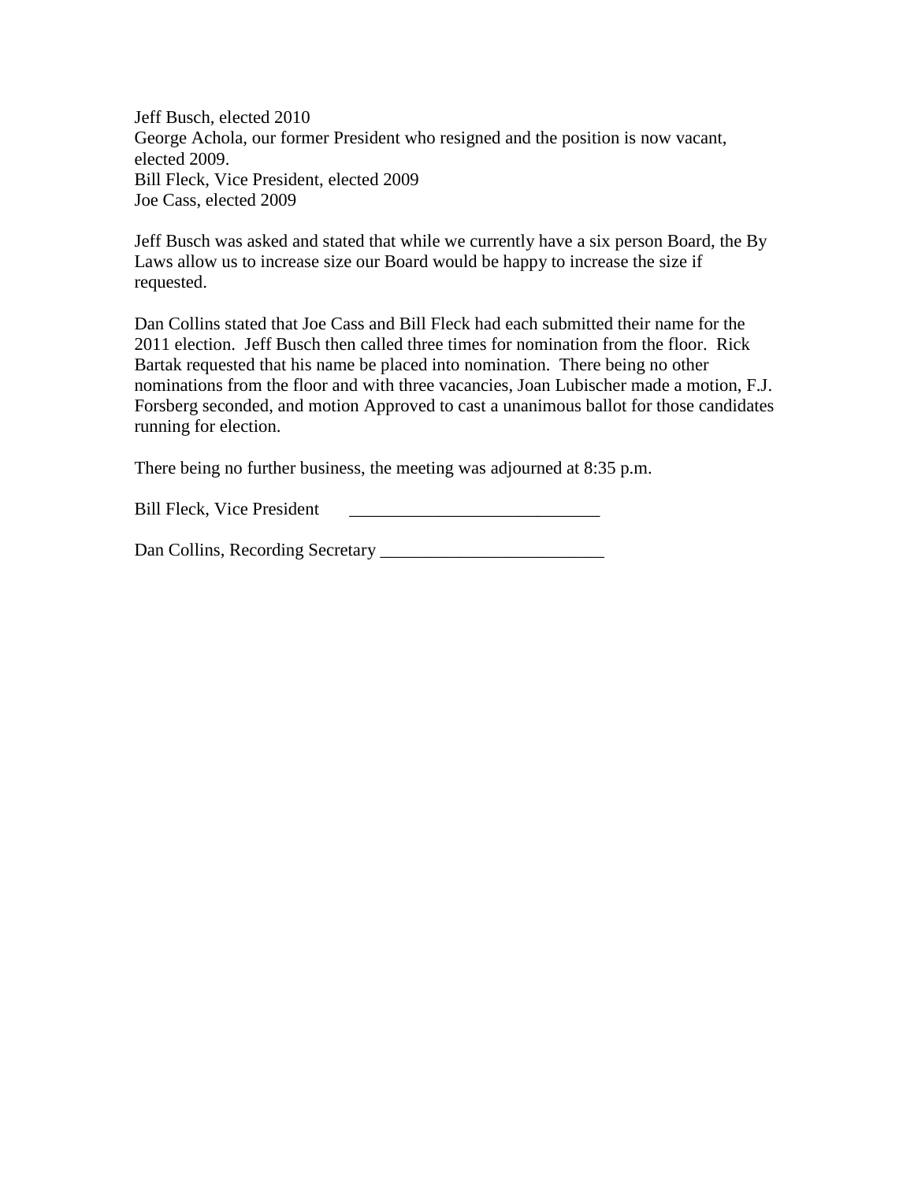Jeff Busch, elected 2010
George Achola, our former President who resigned and the position is now vacant, elected 2009.
Bill Fleck, Vice President, elected 2009
Joe Cass, elected 2009

Jeff Busch was asked and stated that while we currently have a six person Board, the By Laws allow us to increase size our Board would be happy to increase the size if requested.

Dan Collins stated that Joe Cass and Bill Fleck had each submitted their name for the 2011 election. Jeff Busch then called three times for nomination from the floor. Rick Bartak requested that his name be placed into nomination. There being no other nominations from the floor and with three vacancies, Joan Lubischer made a motion, F.J. Forsberg seconded, and motion Approved to cast a unanimous ballot for those candidates running for election.

There being no further business, the meeting was adjourned at 8:35 p.m.

Bill Fleck, Vice President ____________________________

Dan Collins, Recording Secretary _________________________